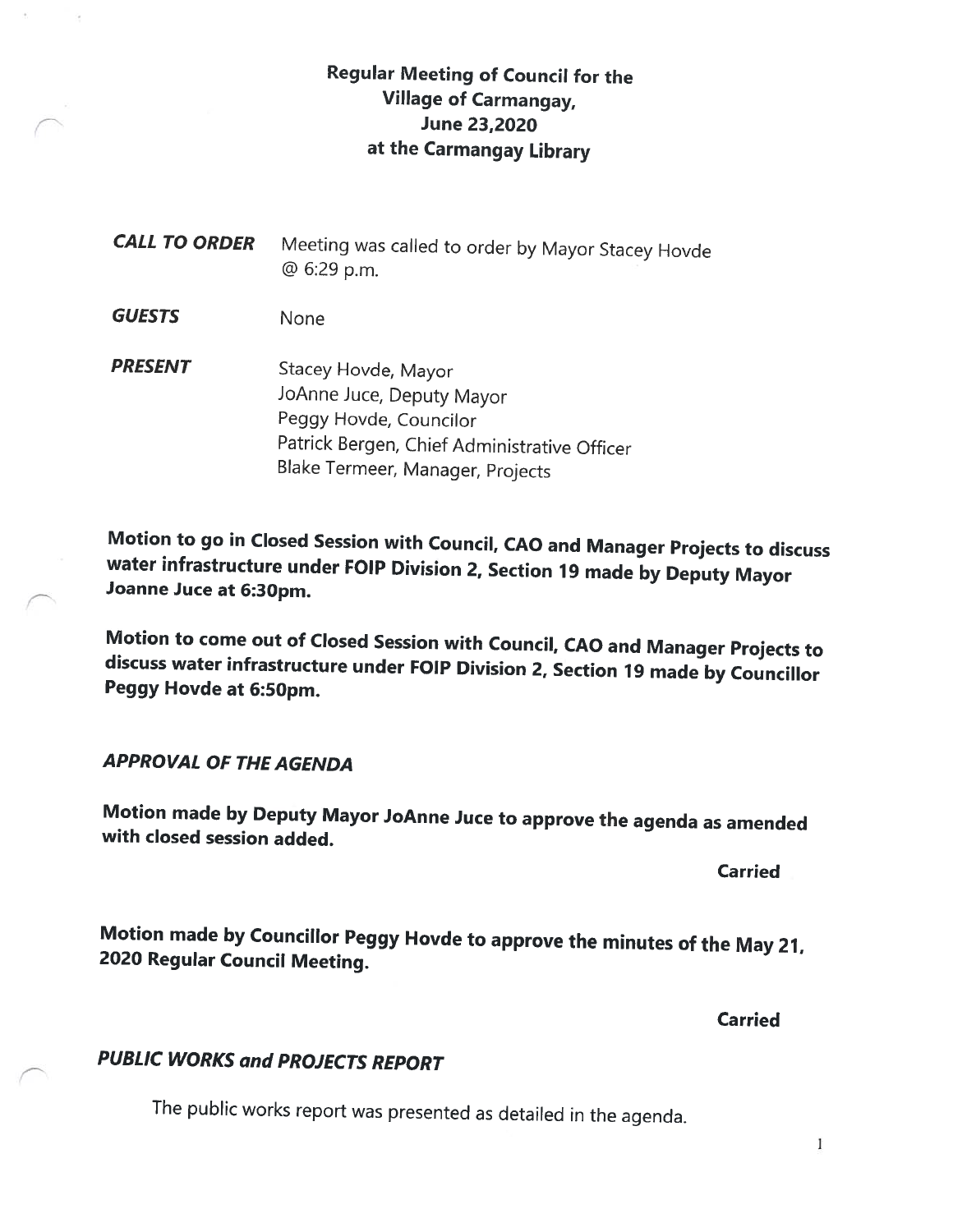# Regular Meeting of Council for the Village of Carmangay, June 23,2020 at the Carmangay Library

***CALL TO ORDER*** Meeting was called to order by Mayor Stacey Hovde @ 6:29 p.m.

***GUESTS*** None

***PRESENT***
Stacey Hovde, Mayor
JoAnne Juce, Deputy Mayor
Peggy Hovde, Councilor
Patrick Bergen, Chief Administrative Officer
Blake Termeer, Manager, Projects

**Motion to go in Closed Session with Council, CAO and Manager Projects to discuss water infrastructure under FOIP Division 2, Section 19 made by Deputy Mayor Joanne Juce at 6:30pm.**

**Motion to come out of Closed Session with Council, CAO and Manager Projects to discuss water infrastructure under FOIP Division 2, Section 19 made by Councillor Peggy Hovde at 6:50pm.**

## *APPROVAL OF THE AGENDA*

**Motion made by Deputy Mayor JoAnne Juce to approve the agenda as amended with closed session added.**

**Carried**

**Motion made by Councillor Peggy Hovde to approve the minutes of the May 21, 2020 Regular Council Meeting.**

**Carried**

## *PUBLIC WORKS and PROJECTS REPORT*

The public works report was presented as detailed in the agenda.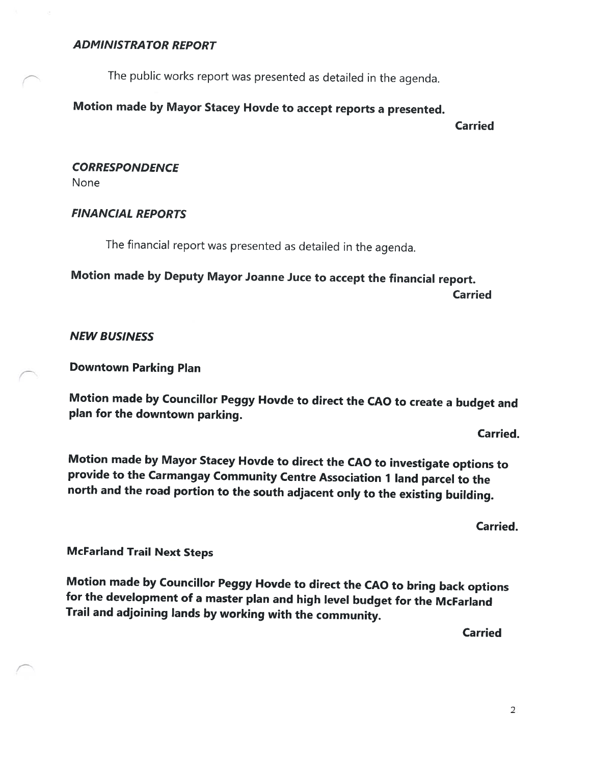### *ADMINISTRATOR REPORT*

The public works report was presented as detailed in the agenda.

**Motion made by Mayor Stacey Hovde to accept reports a presented.**

**Carried**

### *CORRESPONDENCE*

None

### *FINANCIAL REPORTS*

The financial report was presented as detailed in the agenda.

**Motion made by Deputy Mayor Joanne Juce to accept the financial report.**

**Carried**

### *NEW BUSINESS*

**Downtown Parking Plan**

**Motion made by Councillor Peggy Hovde to direct the CAO to create a budget and plan for the downtown parking.**

**Carried.**

**Motion made by Mayor Stacey Hovde to direct the CAO to investigate options to provide to the Carmangay Community Centre Association 1 land parcel to the north and the road portion to the south adjacent only to the existing building.**

**Carried.**

**McFarland Trail Next Steps**

**Motion made by Councillor Peggy Hovde to direct the CAO to bring back options for the development of a master plan and high level budget for the McFarland Trail and adjoining lands by working with the community.**

**Carried**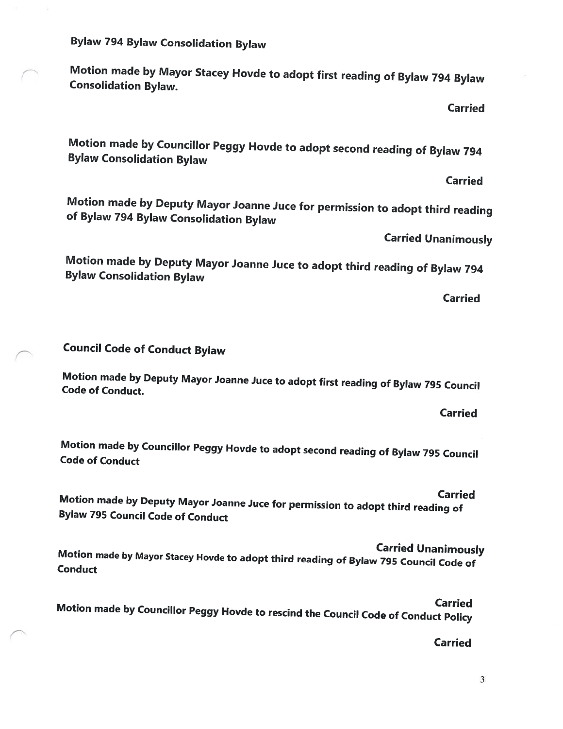**Bylaw 794 Bylaw Consolidation Bylaw**

**Motion made by Mayor Stacey Hovde to adopt first reading of Bylaw 794 Bylaw Consolidation Bylaw.**

**Carried**

**Motion made by Councillor Peggy Hovde to adopt second reading of Bylaw 794 Bylaw Consolidation Bylaw**

**Carried**

**Motion made by Deputy Mayor Joanne Juce for permission to adopt third reading of Bylaw 794 Bylaw Consolidation Bylaw**

**Carried Unanimously**

**Motion made by Deputy Mayor Joanne Juce to adopt third reading of Bylaw 794 Bylaw Consolidation Bylaw**

**Carried**

**Council Code of Conduct Bylaw**

**Motion made by Deputy Mayor Joanne Juce to adopt first reading of Bylaw 795 Council Code of Conduct.**

**Carried**

**Motion made by Councillor Peggy Hovde to adopt second reading of Bylaw 795 Council Code of Conduct**

**Carried**

**Motion made by Deputy Mayor Joanne Juce for permission to adopt third reading of Bylaw 795 Council Code of Conduct**

**Carried Unanimously**

**Motion made by Mayor Stacey Hovde to adopt third reading of Bylaw 795 Council Code of Conduct**

**Carried**

**Motion made by Councillor Peggy Hovde to rescind the Council Code of Conduct Policy**

**Carried**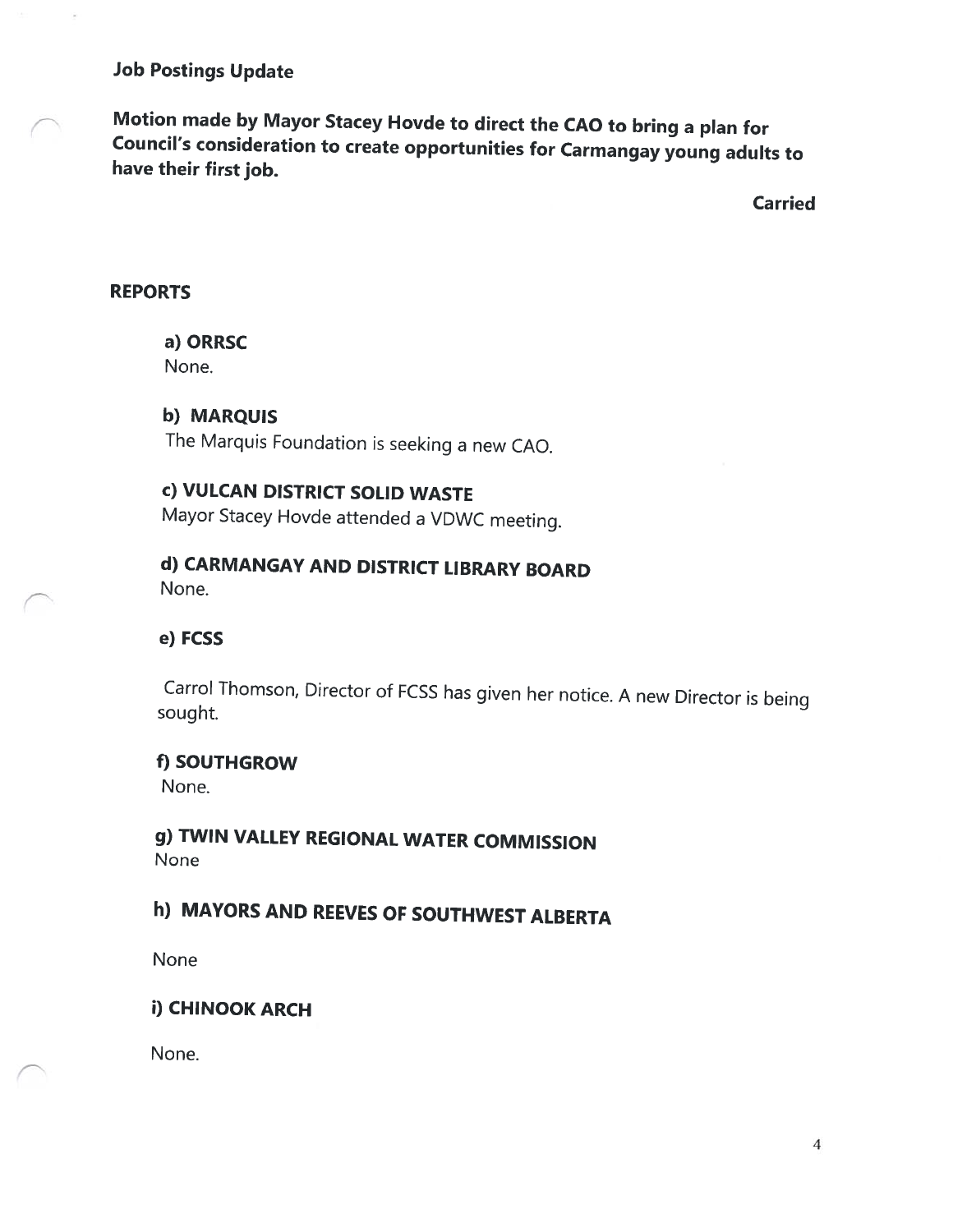## Job Postings Update

**Motion made by Mayor Stacey Hovde to direct the CAO to bring a plan for Council's consideration to create opportunities for Carmangay young adults to have their first job.**

**Carried**

## REPORTS

### a) ORRSC

None.

### b) MARQUIS

The Marquis Foundation is seeking a new CAO.

### c) VULCAN DISTRICT SOLID WASTE

Mayor Stacey Hovde attended a VDWC meeting.

### d) CARMANGAY AND DISTRICT LIBRARY BOARD

None.

### e) FCSS

Carrol Thomson, Director of FCSS has given her notice. A new Director is being sought.

### f) SOUTHGROW

None.

### g) TWIN VALLEY REGIONAL WATER COMMISSION

None

### h) MAYORS AND REEVES OF SOUTHWEST ALBERTA

None

### i) CHINOOK ARCH

None.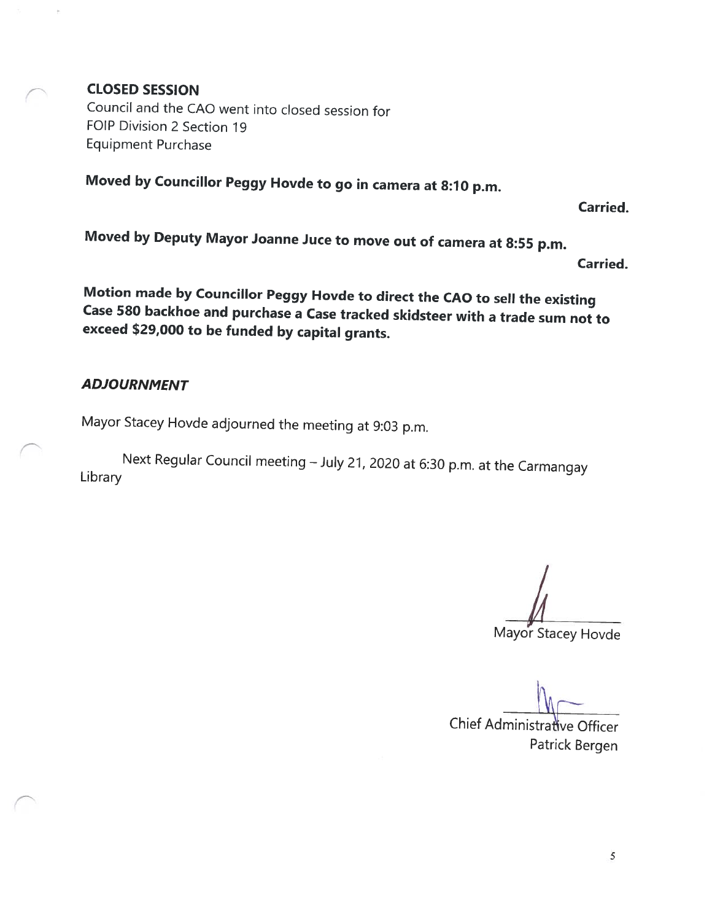**CLOSED SESSION**

Council and the CAO went into closed session for
FOIP Division 2 Section 19
Equipment Purchase

**Moved by Councillor Peggy Hovde to go in camera at 8:10 p.m.**

**Carried.**

**Moved by Deputy Mayor Joanne Juce to move out of camera at 8:55 p.m.**

**Carried.**

**Motion made by Councillor Peggy Hovde to direct the CAO to sell the existing Case 580 backhoe and purchase a Case tracked skidsteer with a trade sum not to exceed $29,000 to be funded by capital grants.**

***ADJOURNMENT***

Mayor Stacey Hovde adjourned the meeting at 9:03 p.m.

Next Regular Council meeting – July 21, 2020 at 6:30 p.m. at the Carmangay Library

Mayor Stacey Hovde

Chief Administrative Officer
Patrick Bergen